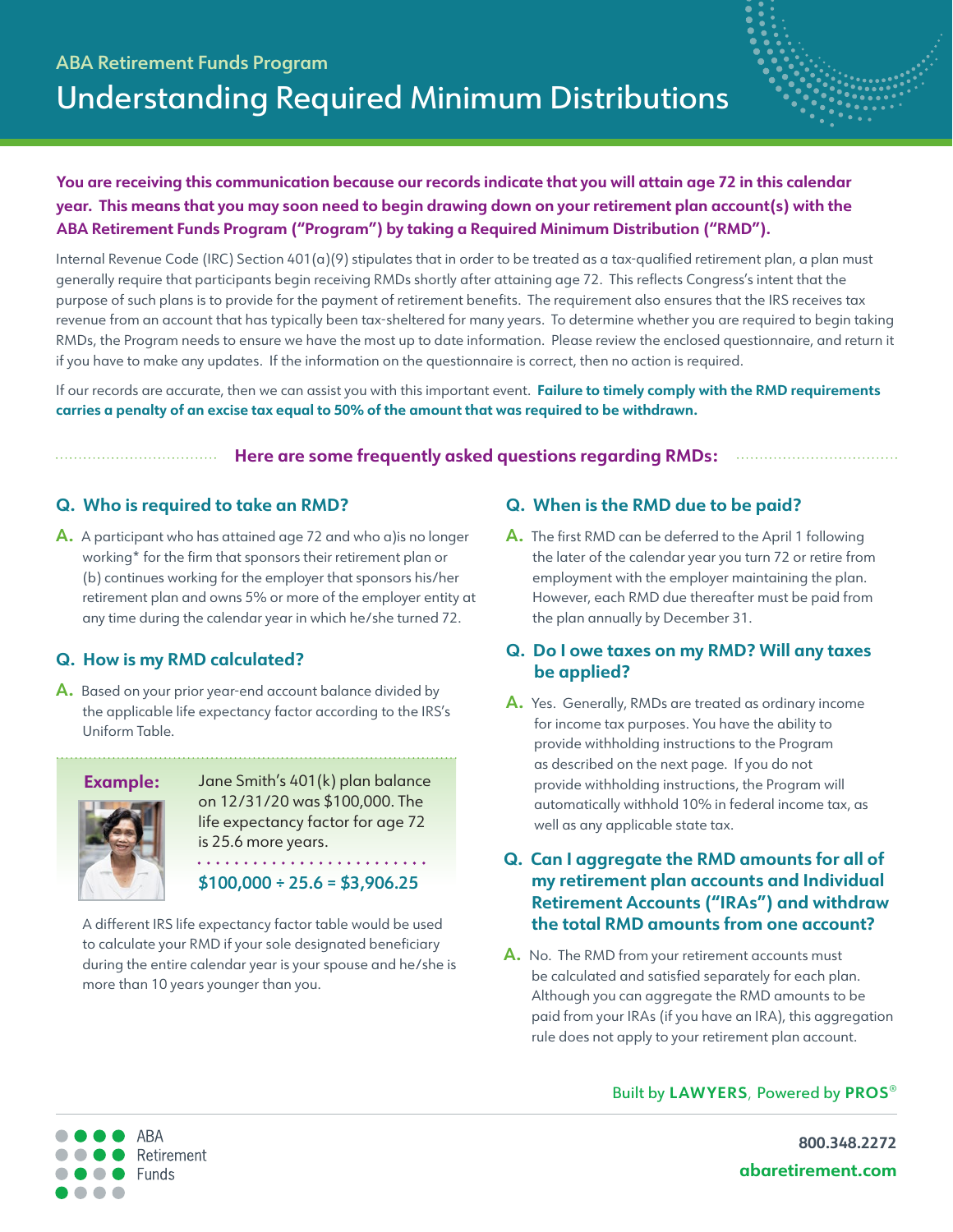ABA Retirement Funds Program

# Understanding Required Minimum Distributions

**You are receiving this communication because our records indicate that you will attain age 72 in this calendar year. This means that you may soon need to begin drawing down on your retirement plan account(s) with the ABA Retirement Funds Program ("Program") by taking a Required Minimum Distribution ("RMD").**

Internal Revenue Code (IRC) Section 401(a)(9) stipulates that in order to be treated as a tax-qualified retirement plan, a plan must generally require that participants begin receiving RMDs shortly after attaining age 72. This reflects Congress's intent that the purpose of such plans is to provide for the payment of retirement benefits. The requirement also ensures that the IRS receives tax revenue from an account that has typically been tax-sheltered for many years. To determine whether you are required to begin taking RMDs, the Program needs to ensure we have the most up to date information. Please review the enclosed questionnaire, and return it if you have to make any updates. If the information on the questionnaire is correct, then no action is required.

If our records are accurate, then we can assist you with this important event. **Failure to timely comply with the RMD requirements carries a penalty of an excise tax equal to 50% of the amount that was required to be withdrawn.**

## Here are some frequently asked questions regarding RMDs:

### Q. Who is required to take an RMD?

**A.** A participant who has attained age 72 and who a)is no longer working* for the firm that sponsors their retirement plan or (b) continues working for the employer that sponsors his/her retirement plan and owns 5% or more of the employer entity at any time during the calendar year in which he/she turned 72.

### Q. How is my RMD calculated?

**A.** Based on your prior year-end account balance divided by the applicable life expectancy factor according to the IRS's Uniform Table.

**Example:** Jane Smith's 401(k) plan balance on 12/31/20 was $100,000. The life expectancy factor for age 72 is 25.6 more years.

**$100,000 ÷ 25.6 = $3,906.25**

A different IRS life expectancy factor table would be used to calculate your RMD if your sole designated beneficiary during the entire calendar year is your spouse and he/she is more than 10 years younger than you.

### Q. When is the RMD due to be paid?

**A.** The first RMD can be deferred to the April 1 following the later of the calendar year you turn 72 or retire from employment with the employer maintaining the plan. However, each RMD due thereafter must be paid from the plan annually by December 31.

### Q. Do I owe taxes on my RMD? Will any taxes be applied?

**A.** Yes. Generally, RMDs are treated as ordinary income for income tax purposes. You have the ability to provide withholding instructions to the Program as described on the next page. If you do not provide withholding instructions, the Program will automatically withhold 10% in federal income tax, as well as any applicable state tax.

### Q. Can I aggregate the RMD amounts for all of my retirement plan accounts and Individual Retirement Accounts ("IRAs") and withdraw the total RMD amounts from one account?

**A.** No. The RMD from your retirement accounts must be calculated and satisfied separately for each plan. Although you can aggregate the RMD amounts to be paid from your IRAs (if you have an IRA), this aggregation rule does not apply to your retirement plan account.

Built by **LAWYERS**, Powered by **PROS**®

ABA Retirement Funds

**800.348.2272**
**abaretirement.com**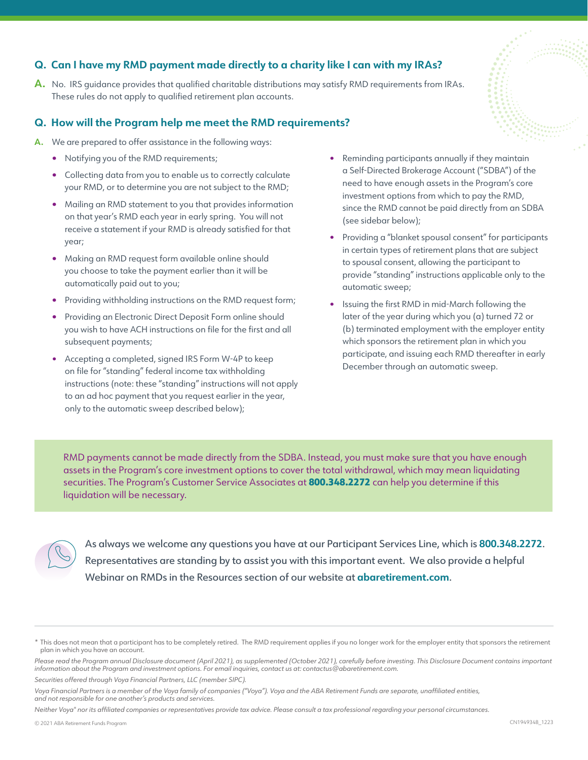### Q. Can I have my RMD payment made directly to a charity like I can with my IRAs?

**A.** No. IRS guidance provides that qualified charitable distributions may satisfy RMD requirements from IRAs. These rules do not apply to qualified retirement plan accounts.

### Q. How will the Program help me meet the RMD requirements?

**A.** We are prepared to offer assistance in the following ways:

- Notifying you of the RMD requirements;
- Collecting data from you to enable us to correctly calculate your RMD, or to determine you are not subject to the RMD;
- Mailing an RMD statement to you that provides information on that year's RMD each year in early spring. You will not receive a statement if your RMD is already satisfied for that year;
- Making an RMD request form available online should you choose to take the payment earlier than it will be automatically paid out to you;
- Providing withholding instructions on the RMD request form;
- Providing an Electronic Direct Deposit Form online should you wish to have ACH instructions on file for the first and all subsequent payments;
- Accepting a completed, signed IRS Form W-4P to keep on file for "standing" federal income tax withholding instructions (note: these "standing" instructions will not apply to an ad hoc payment that you request earlier in the year, only to the automatic sweep described below);
- Reminding participants annually if they maintain a Self-Directed Brokerage Account ("SDBA") of the need to have enough assets in the Program's core investment options from which to pay the RMD, since the RMD cannot be paid directly from an SDBA (see sidebar below);
- Providing a "blanket spousal consent" for participants in certain types of retirement plans that are subject to spousal consent, allowing the participant to provide "standing" instructions applicable only to the automatic sweep;
- Issuing the first RMD in mid-March following the later of the year during which you (a) turned 72 or (b) terminated employment with the employer entity which sponsors the retirement plan in which you participate, and issuing each RMD thereafter in early December through an automatic sweep.

RMD payments cannot be made directly from the SDBA. Instead, you must make sure that you have enough assets in the Program's core investment options to cover the total withdrawal, which may mean liquidating securities. The Program's Customer Service Associates at **800.348.2272** can help you determine if this liquidation will be necessary.

As always we welcome any questions you have at our Participant Services Line, which is **800.348.2272**. Representatives are standing by to assist you with this important event. We also provide a helpful Webinar on RMDs in the Resources section of our website at **abaretirement.com**.

---

* This does not mean that a participant has to be completely retired. The RMD requirement applies if you no longer work for the employer entity that sponsors the retirement plan in which you have an account.

*Please read the Program annual Disclosure document (April 2021), as supplemented (October 2021), carefully before investing. This Disclosure Document contains important information about the Program and investment options. For email inquiries, contact us at: contactus@abaretirement.com.*

*Securities offered through Voya Financial Partners, LLC (member SIPC).*

*Voya Financial Partners is a member of the Voya family of companies ("Voya"). Voya and the ABA Retirement Funds are separate, unaffiliated entities, and not responsible for one another's products and services.*

*Neither Voya® nor its affiliated companies or representatives provide tax advice. Please consult a tax professional regarding your personal circumstances.*

© 2021 ABA Retirement Funds Program

CN1949348_1223